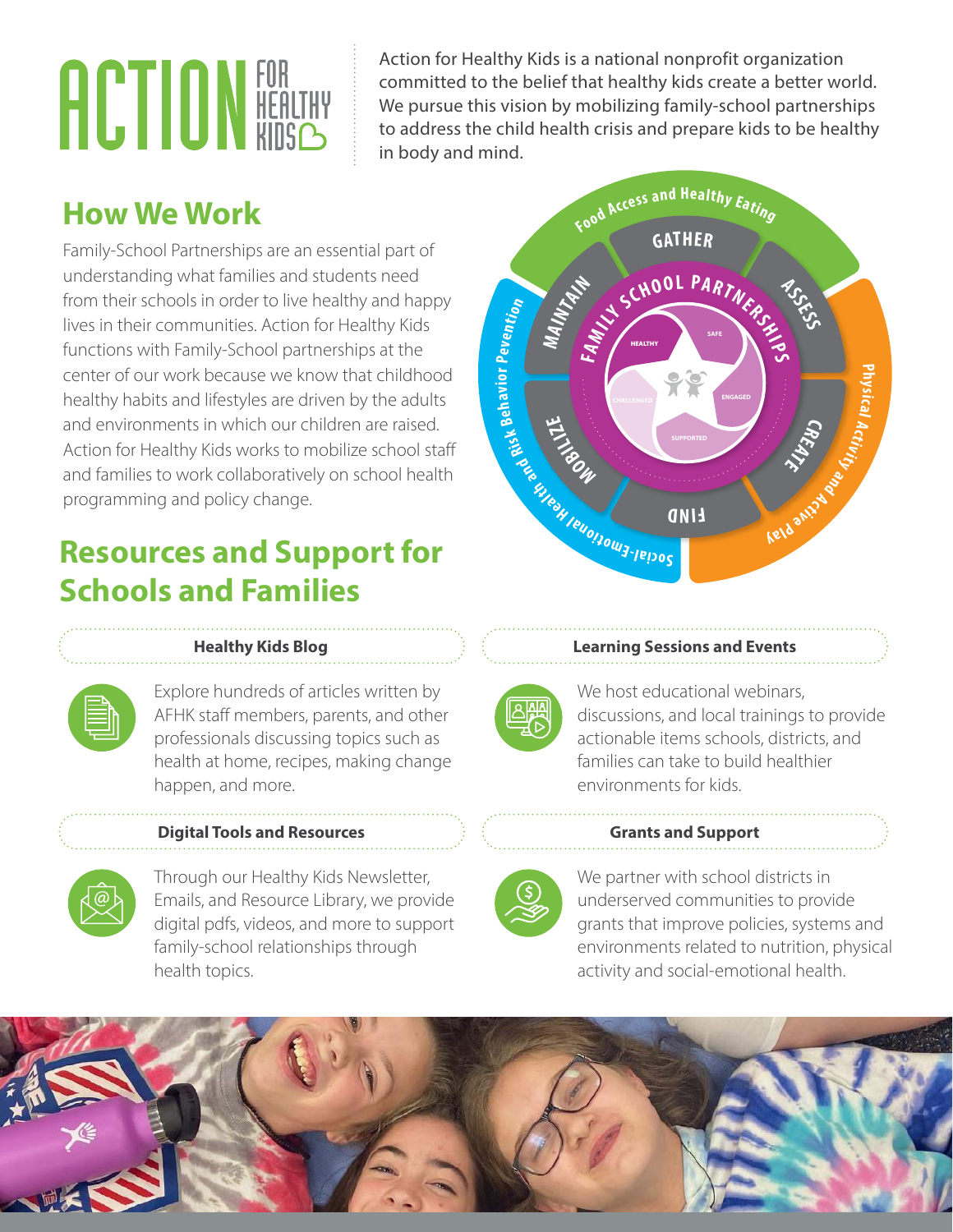# ACTION FOR HEALTHY KIDS

Action for Healthy Kids is a national nonprofit organization committed to the belief that healthy kids create a better world. We pursue this vision by mobilizing family-school partnerships to address the child health crisis and prepare kids to be healthy in body and mind.

## How We Work

Family-School Partnerships are an essential part of understanding what families and students need from their schools in order to live healthy and happy lives in their communities. Action for Healthy Kids functions with Family-School partnerships at the center of our work because we know that childhood healthy habits and lifestyles are driven by the adults and environments in which our children are raised. Action for Healthy Kids works to mobilize school staff and families to work collaboratively on school health programming and policy change.

Food Access and Healthy Eating

Physical Activity and Active Play

Social-Emotional Health and Risk Behavior Prevention

GATHER, ASSESS, CREATE, FIND, MOBILIZE, MAINTAIN

FAMILY SCHOOL PARTNERSHIPS

HEALTHY, SAFE, ENGAGED, SUPPORTED, CHALLENGED

## Resources and Support for Schools and Families

### Healthy Kids Blog

Explore hundreds of articles written by AFHK staff members, parents, and other professionals discussing topics such as health at home, recipes, making change happen, and more.

### Learning Sessions and Events

We host educational webinars, discussions, and local trainings to provide actionable items schools, districts, and families can take to build healthier environments for kids.

### Digital Tools and Resources

Through our Healthy Kids Newsletter, Emails, and Resource Library, we provide digital pdfs, videos, and more to support family-school relationships through health topics.

### Grants and Support

We partner with school districts in underserved communities to provide grants that improve policies, systems and environments related to nutrition, physical activity and social-emotional health.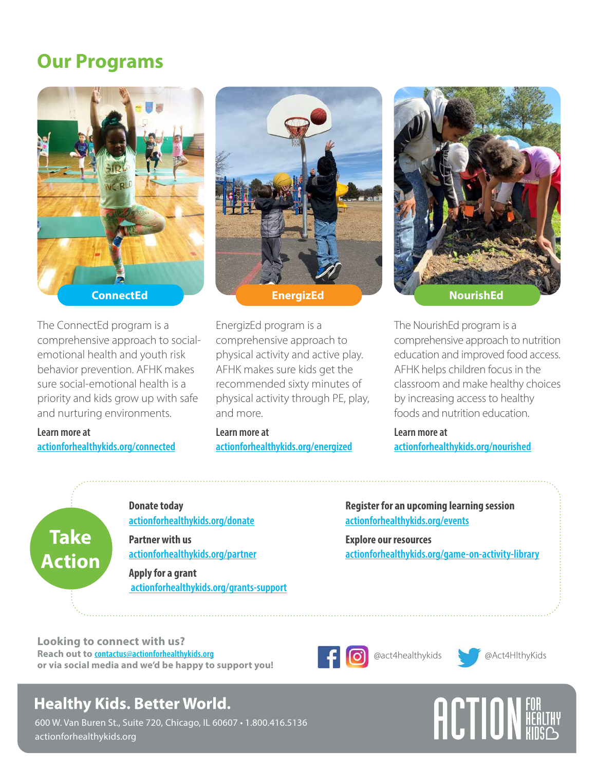## Our Programs

### ConnectEd

The ConnectEd program is a comprehensive approach to social-emotional health and youth risk behavior prevention. AFHK makes sure social-emotional health is a priority and kids grow up with safe and nurturing environments.

**Learn more at**
actionforhealthykids.org/connected

### EnergizEd

EnergizEd program is a comprehensive approach to physical activity and active play. AFHK makes sure kids get the recommended sixty minutes of physical activity through PE, play, and more.

**Learn more at**
actionforhealthykids.org/energized

### NourishEd

The NourishEd program is a comprehensive approach to nutrition education and improved food access. AFHK helps children focus in the classroom and make healthy choices by increasing access to healthy foods and nutrition education.

**Learn more at**
actionforhealthykids.org/nourished

## Take Action

**Donate today**
actionforhealthykids.org/donate

**Partner with us**
actionforhealthykids.org/partner

**Apply for a grant**
actionforhealthykids.org/grants-support

**Register for an upcoming learning session**
actionforhealthykids.org/events

**Explore our resources**
actionforhealthykids.org/game-on-activity-library

**Looking to connect with us?**
**Reach out to contactus@actionforhealthykids.org**
**or via social media and we'd be happy to support you!**

@act4healthykids

@Act4HlthyKids

**Healthy Kids. Better World.**

600 W. Van Buren St., Suite 720, Chicago, IL 60607 • 1.800.416.5136
actionforhealthykids.org

ACTION FOR HEALTHY KIDS